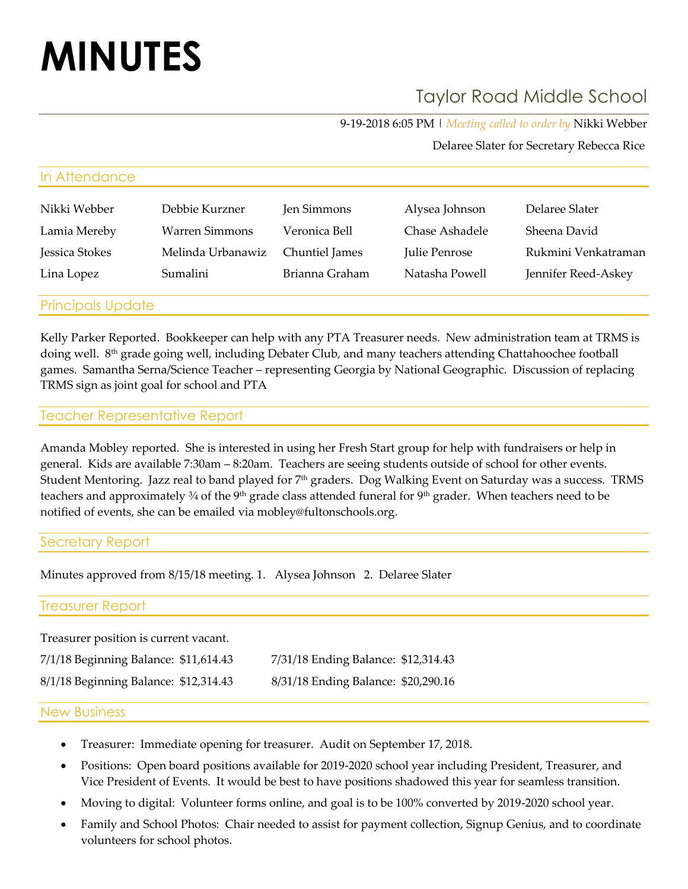# MINUTES

## Taylor Road Middle School

9-19-2018 6:05 PM | *Meeting called to order by* Nikki Webber

Delaree Slater for Secretary Rebecca Rice

### In Attendance

| | | | | |
|---|---|---|---|---|
| Nikki Webber | Debbie Kurzner | Jen Simmons | Alysea Johnson | Delaree Slater |
| Lamia Mereby | Warren Simmons | Veronica Bell | Chase Ashadele | Sheena David |
| Jessica Stokes | Melinda Urbanawiz | Chuntiel James | Julie Penrose | Rukmini Venkatraman |
| Lina Lopez | Sumalini | Brianna Graham | Natasha Powell | Jennifer Reed-Askey |

### Principals Update

Kelly Parker Reported. Bookkeeper can help with any PTA Treasurer needs. New administration team at TRMS is doing well. 8th grade going well, including Debater Club, and many teachers attending Chattahoochee football games. Samantha Serna/Science Teacher – representing Georgia by National Geographic. Discussion of replacing TRMS sign as joint goal for school and PTA

### Teacher Representative Report

Amanda Mobley reported. She is interested in using her Fresh Start group for help with fundraisers or help in general. Kids are available 7:30am – 8:20am. Teachers are seeing students outside of school for other events. Student Mentoring. Jazz real to band played for 7th graders. Dog Walking Event on Saturday was a success. TRMS teachers and approximately ¾ of the 9th grade class attended funeral for 9th grader. When teachers need to be notified of events, she can be emailed via mobley@fultonschools.org.

### Secretary Report

Minutes approved from 8/15/18 meeting. 1. Alysea Johnson 2. Delaree Slater

### Treasurer Report

Treasurer position is current vacant.

| | |
|---|---|
| 7/1/18 Beginning Balance: $11,614.43 | 7/31/18 Ending Balance: $12,314.43 |
| 8/1/18 Beginning Balance: $12,314.43 | 8/31/18 Ending Balance: $20,290.16 |

### New Business

- Treasurer: Immediate opening for treasurer. Audit on September 17, 2018.
- Positions: Open board positions available for 2019-2020 school year including President, Treasurer, and Vice President of Events. It would be best to have positions shadowed this year for seamless transition.
- Moving to digital: Volunteer forms online, and goal is to be 100% converted by 2019-2020 school year.
- Family and School Photos: Chair needed to assist for payment collection, Signup Genius, and to coordinate volunteers for school photos.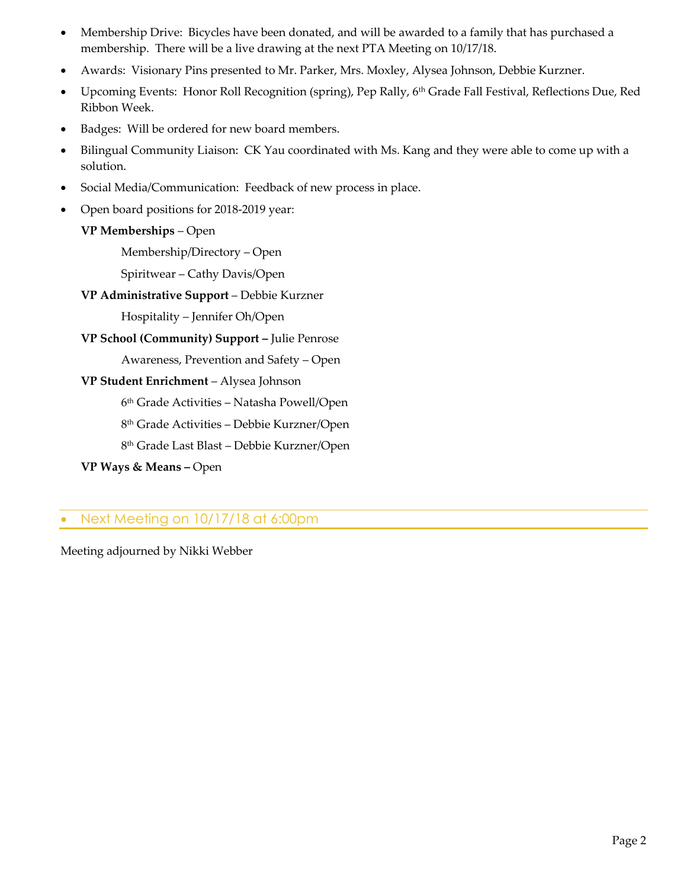- Membership Drive: Bicycles have been donated, and will be awarded to a family that has purchased a membership. There will be a live drawing at the next PTA Meeting on 10/17/18.
- Awards: Visionary Pins presented to Mr. Parker, Mrs. Moxley, Alysea Johnson, Debbie Kurzner.
- Upcoming Events: Honor Roll Recognition (spring), Pep Rally, 6th Grade Fall Festival, Reflections Due, Red Ribbon Week.
- Badges: Will be ordered for new board members.
- Bilingual Community Liaison: CK Yau coordinated with Ms. Kang and they were able to come up with a solution.
- Social Media/Communication: Feedback of new process in place.
- Open board positions for 2018-2019 year:

  **VP Memberships** – Open

  - Membership/Directory – Open
  - Spiritwear – Cathy Davis/Open

  **VP Administrative Support** – Debbie Kurzner

  - Hospitality – Jennifer Oh/Open

  **VP School (Community) Support –** Julie Penrose

  - Awareness, Prevention and Safety – Open

  **VP Student Enrichment** – Alysea Johnson

  - 6th Grade Activities – Natasha Powell/Open
  - 8th Grade Activities – Debbie Kurzner/Open
  - 8th Grade Last Blast – Debbie Kurzner/Open

  **VP Ways & Means –** Open

## Next Meeting on 10/17/18 at 6:00pm

Meeting adjourned by Nikki Webber